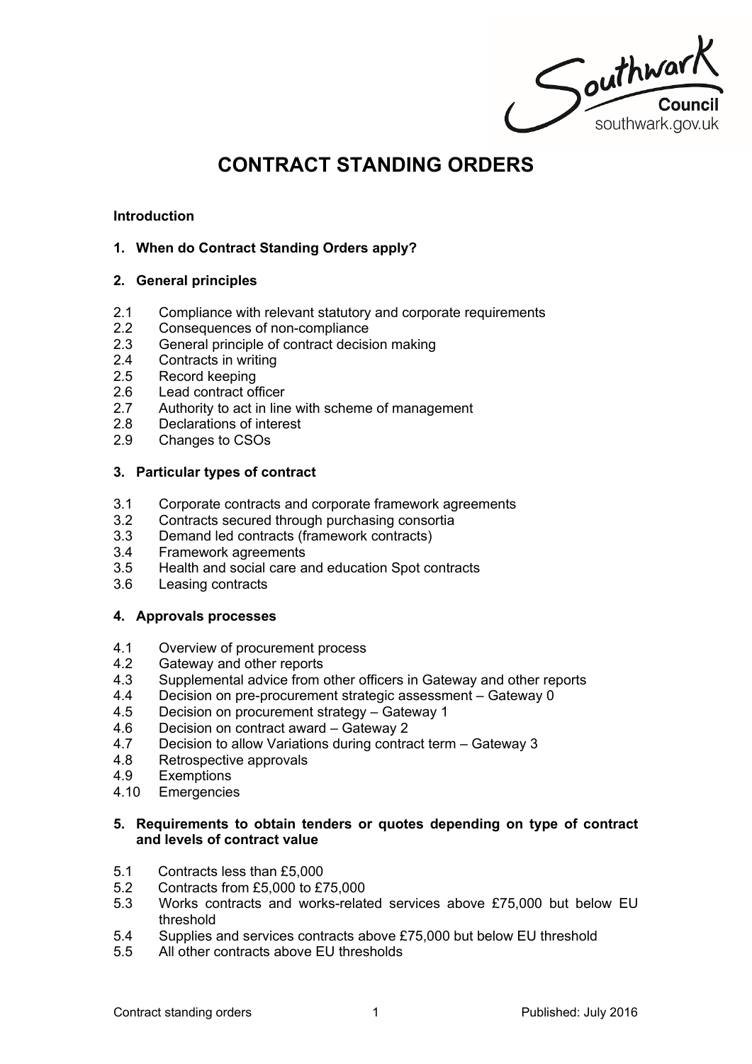Southwark Council
southwark.gov.uk

# CONTRACT STANDING ORDERS

**Introduction**

**1. When do Contract Standing Orders apply?**

**2. General principles**

2.1 Compliance with relevant statutory and corporate requirements
2.2 Consequences of non-compliance
2.3 General principle of contract decision making
2.4 Contracts in writing
2.5 Record keeping
2.6 Lead contract officer
2.7 Authority to act in line with scheme of management
2.8 Declarations of interest
2.9 Changes to CSOs

**3. Particular types of contract**

3.1 Corporate contracts and corporate framework agreements
3.2 Contracts secured through purchasing consortia
3.3 Demand led contracts (framework contracts)
3.4 Framework agreements
3.5 Health and social care and education Spot contracts
3.6 Leasing contracts

**4. Approvals processes**

4.1 Overview of procurement process
4.2 Gateway and other reports
4.3 Supplemental advice from other officers in Gateway and other reports
4.4 Decision on pre-procurement strategic assessment – Gateway 0
4.5 Decision on procurement strategy – Gateway 1
4.6 Decision on contract award – Gateway 2
4.7 Decision to allow Variations during contract term – Gateway 3
4.8 Retrospective approvals
4.9 Exemptions
4.10 Emergencies

**5. Requirements to obtain tenders or quotes depending on type of contract and levels of contract value**

5.1 Contracts less than £5,000
5.2 Contracts from £5,000 to £75,000
5.3 Works contracts and works-related services above £75,000 but below EU threshold
5.4 Supplies and services contracts above £75,000 but below EU threshold
5.5 All other contracts above EU thresholds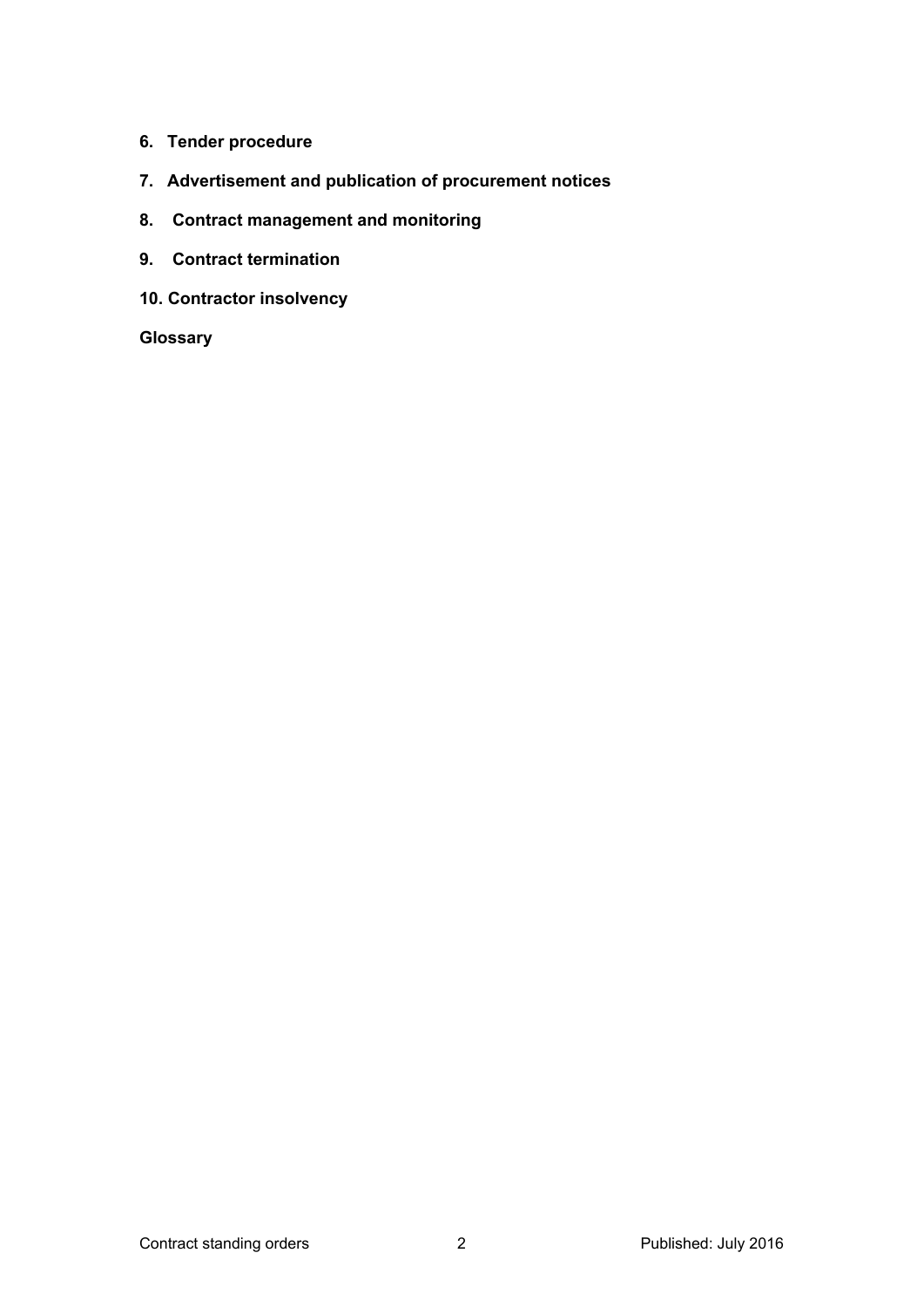**6. Tender procedure**

**7. Advertisement and publication of procurement notices**

**8. Contract management and monitoring**

**9. Contract termination**

**10. Contractor insolvency**

**Glossary**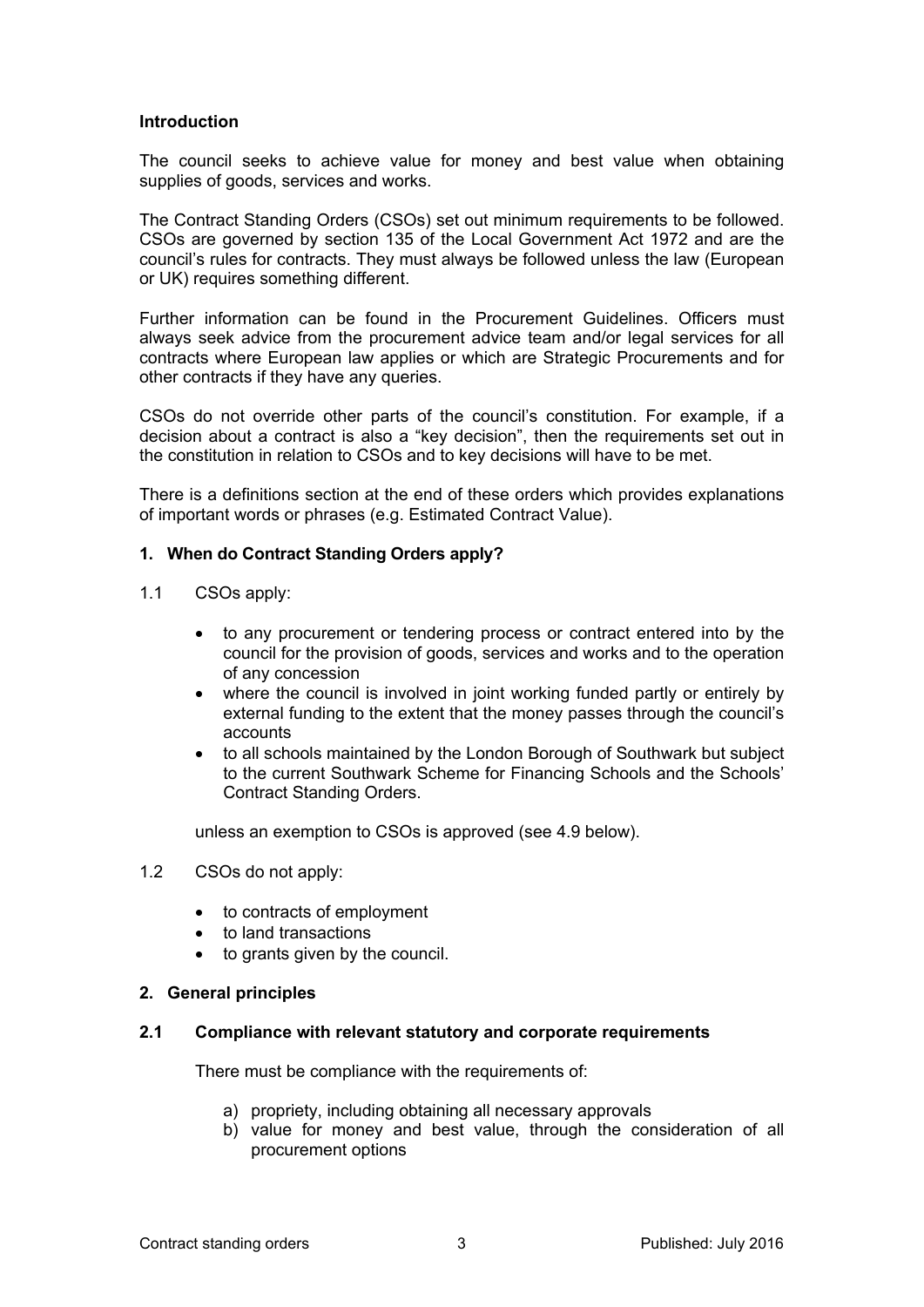## Introduction

The council seeks to achieve value for money and best value when obtaining supplies of goods, services and works.

The Contract Standing Orders (CSOs) set out minimum requirements to be followed. CSOs are governed by section 135 of the Local Government Act 1972 and are the council's rules for contracts. They must always be followed unless the law (European or UK) requires something different.

Further information can be found in the Procurement Guidelines. Officers must always seek advice from the procurement advice team and/or legal services for all contracts where European law applies or which are Strategic Procurements and for other contracts if they have any queries.

CSOs do not override other parts of the council's constitution. For example, if a decision about a contract is also a "key decision", then the requirements set out in the constitution in relation to CSOs and to key decisions will have to be met.

There is a definitions section at the end of these orders which provides explanations of important words or phrases (e.g. Estimated Contract Value).

## 1. When do Contract Standing Orders apply?

1.1 CSOs apply:

- to any procurement or tendering process or contract entered into by the council for the provision of goods, services and works and to the operation of any concession
- where the council is involved in joint working funded partly or entirely by external funding to the extent that the money passes through the council's accounts
- to all schools maintained by the London Borough of Southwark but subject to the current Southwark Scheme for Financing Schools and the Schools' Contract Standing Orders.

unless an exemption to CSOs is approved (see 4.9 below).

1.2 CSOs do not apply:

- to contracts of employment
- to land transactions
- to grants given by the council.

## 2. General principles

### 2.1 Compliance with relevant statutory and corporate requirements

There must be compliance with the requirements of:

a) propriety, including obtaining all necessary approvals
b) value for money and best value, through the consideration of all procurement options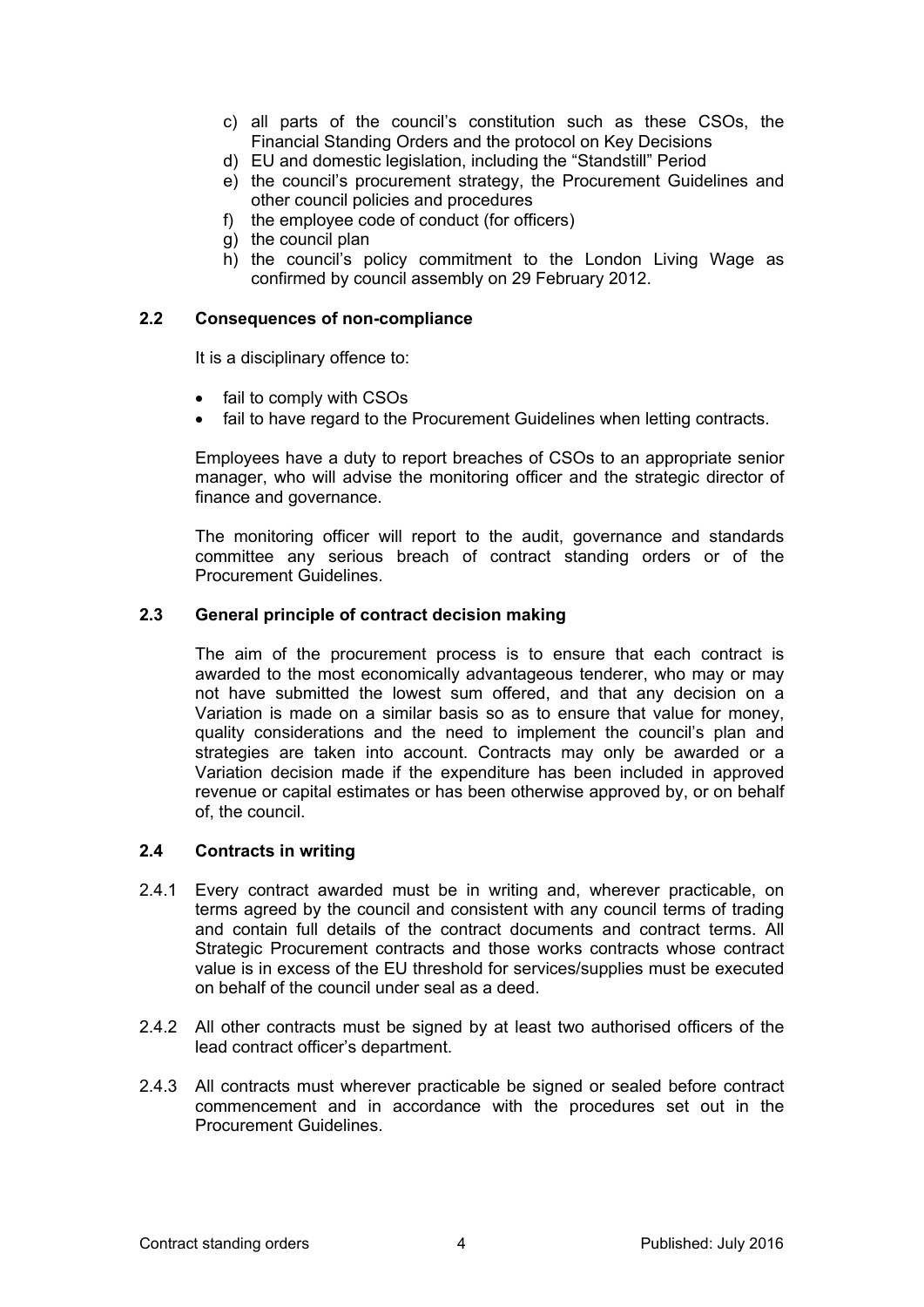c) all parts of the council's constitution such as these CSOs, the Financial Standing Orders and the protocol on Key Decisions
d) EU and domestic legislation, including the "Standstill" Period
e) the council's procurement strategy, the Procurement Guidelines and other council policies and procedures
f) the employee code of conduct (for officers)
g) the council plan
h) the council's policy commitment to the London Living Wage as confirmed by council assembly on 29 February 2012.

## 2.2 Consequences of non-compliance

It is a disciplinary offence to:

- fail to comply with CSOs
- fail to have regard to the Procurement Guidelines when letting contracts.

Employees have a duty to report breaches of CSOs to an appropriate senior manager, who will advise the monitoring officer and the strategic director of finance and governance.

The monitoring officer will report to the audit, governance and standards committee any serious breach of contract standing orders or of the Procurement Guidelines.

## 2.3 General principle of contract decision making

The aim of the procurement process is to ensure that each contract is awarded to the most economically advantageous tenderer, who may or may not have submitted the lowest sum offered, and that any decision on a Variation is made on a similar basis so as to ensure that value for money, quality considerations and the need to implement the council's plan and strategies are taken into account. Contracts may only be awarded or a Variation decision made if the expenditure has been included in approved revenue or capital estimates or has been otherwise approved by, or on behalf of, the council.

## 2.4 Contracts in writing

2.4.1 Every contract awarded must be in writing and, wherever practicable, on terms agreed by the council and consistent with any council terms of trading and contain full details of the contract documents and contract terms. All Strategic Procurement contracts and those works contracts whose contract value is in excess of the EU threshold for services/supplies must be executed on behalf of the council under seal as a deed.

2.4.2 All other contracts must be signed by at least two authorised officers of the lead contract officer's department.

2.4.3 All contracts must wherever practicable be signed or sealed before contract commencement and in accordance with the procedures set out in the Procurement Guidelines.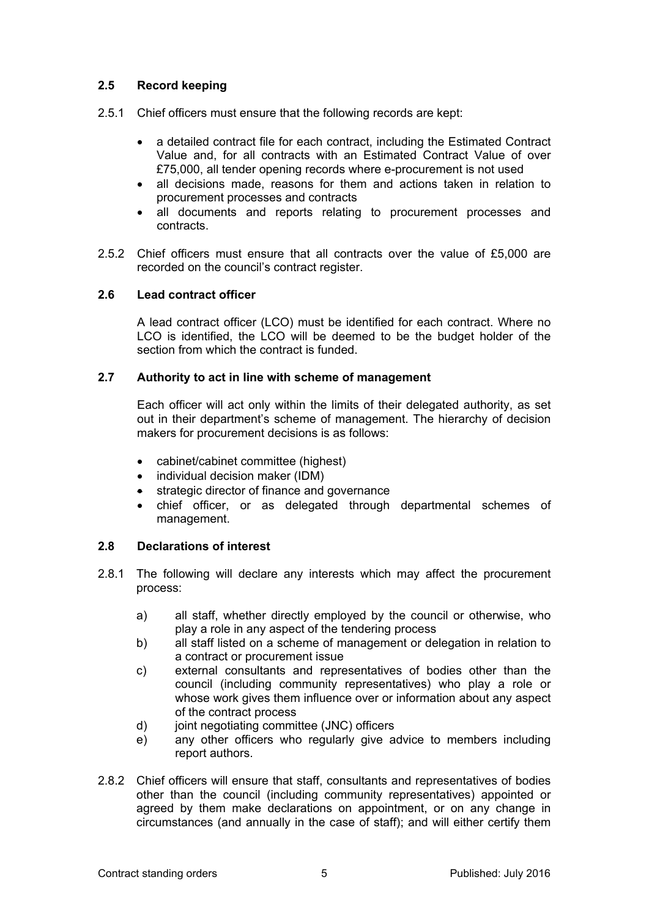### 2.5 Record keeping

2.5.1 Chief officers must ensure that the following records are kept:

- a detailed contract file for each contract, including the Estimated Contract Value and, for all contracts with an Estimated Contract Value of over £75,000, all tender opening records where e-procurement is not used
- all decisions made, reasons for them and actions taken in relation to procurement processes and contracts
- all documents and reports relating to procurement processes and contracts.

2.5.2 Chief officers must ensure that all contracts over the value of £5,000 are recorded on the council's contract register.

### 2.6 Lead contract officer

A lead contract officer (LCO) must be identified for each contract. Where no LCO is identified, the LCO will be deemed to be the budget holder of the section from which the contract is funded.

### 2.7 Authority to act in line with scheme of management

Each officer will act only within the limits of their delegated authority, as set out in their department's scheme of management. The hierarchy of decision makers for procurement decisions is as follows:

- cabinet/cabinet committee (highest)
- individual decision maker (IDM)
- strategic director of finance and governance
- chief officer, or as delegated through departmental schemes of management.

### 2.8 Declarations of interest

2.8.1 The following will declare any interests which may affect the procurement process:

a) all staff, whether directly employed by the council or otherwise, who play a role in any aspect of the tendering process

b) all staff listed on a scheme of management or delegation in relation to a contract or procurement issue

c) external consultants and representatives of bodies other than the council (including community representatives) who play a role or whose work gives them influence over or information about any aspect of the contract process

d) joint negotiating committee (JNC) officers

e) any other officers who regularly give advice to members including report authors.

2.8.2 Chief officers will ensure that staff, consultants and representatives of bodies other than the council (including community representatives) appointed or agreed by them make declarations on appointment, or on any change in circumstances (and annually in the case of staff); and will either certify them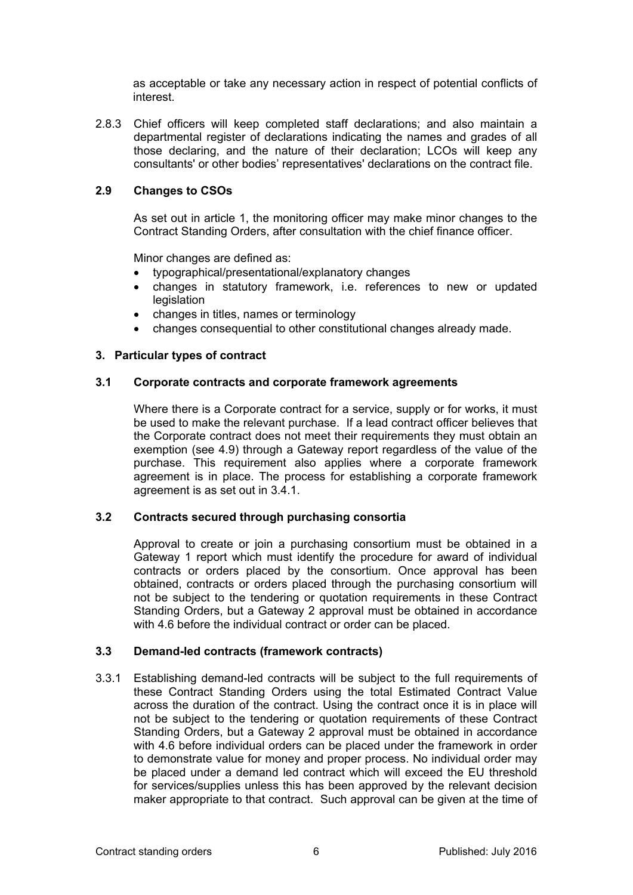as acceptable or take any necessary action in respect of potential conflicts of interest.

2.8.3 Chief officers will keep completed staff declarations; and also maintain a departmental register of declarations indicating the names and grades of all those declaring, and the nature of their declaration; LCOs will keep any consultants' or other bodies' representatives' declarations on the contract file.

### 2.9 Changes to CSOs

As set out in article 1, the monitoring officer may make minor changes to the Contract Standing Orders, after consultation with the chief finance officer.

Minor changes are defined as:

- typographical/presentational/explanatory changes
- changes in statutory framework, i.e. references to new or updated legislation
- changes in titles, names or terminology
- changes consequential to other constitutional changes already made.

## 3. Particular types of contract

### 3.1 Corporate contracts and corporate framework agreements

Where there is a Corporate contract for a service, supply or for works, it must be used to make the relevant purchase. If a lead contract officer believes that the Corporate contract does not meet their requirements they must obtain an exemption (see 4.9) through a Gateway report regardless of the value of the purchase. This requirement also applies where a corporate framework agreement is in place. The process for establishing a corporate framework agreement is as set out in 3.4.1.

### 3.2 Contracts secured through purchasing consortia

Approval to create or join a purchasing consortium must be obtained in a Gateway 1 report which must identify the procedure for award of individual contracts or orders placed by the consortium. Once approval has been obtained, contracts or orders placed through the purchasing consortium will not be subject to the tendering or quotation requirements in these Contract Standing Orders, but a Gateway 2 approval must be obtained in accordance with 4.6 before the individual contract or order can be placed.

### 3.3 Demand-led contracts (framework contracts)

3.3.1 Establishing demand-led contracts will be subject to the full requirements of these Contract Standing Orders using the total Estimated Contract Value across the duration of the contract. Using the contract once it is in place will not be subject to the tendering or quotation requirements of these Contract Standing Orders, but a Gateway 2 approval must be obtained in accordance with 4.6 before individual orders can be placed under the framework in order to demonstrate value for money and proper process. No individual order may be placed under a demand led contract which will exceed the EU threshold for services/supplies unless this has been approved by the relevant decision maker appropriate to that contract. Such approval can be given at the time of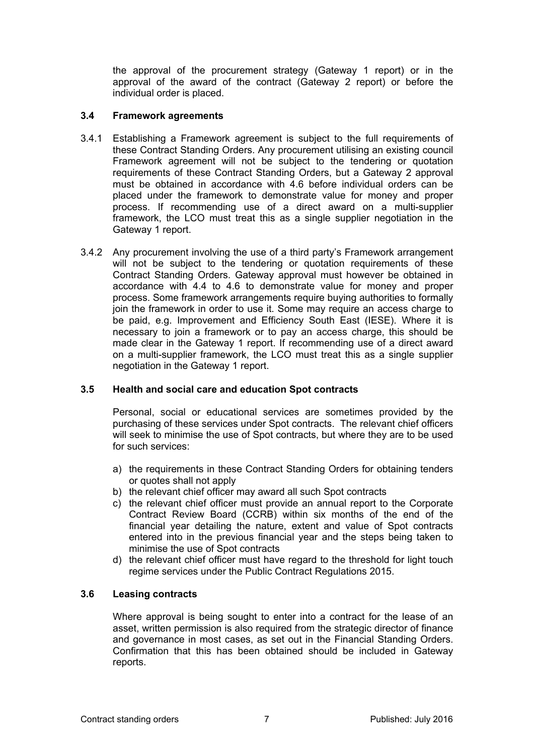the approval of the procurement strategy (Gateway 1 report) or in the approval of the award of the contract (Gateway 2 report) or before the individual order is placed.

### 3.4 Framework agreements

3.4.1 Establishing a Framework agreement is subject to the full requirements of these Contract Standing Orders. Any procurement utilising an existing council Framework agreement will not be subject to the tendering or quotation requirements of these Contract Standing Orders, but a Gateway 2 approval must be obtained in accordance with 4.6 before individual orders can be placed under the framework to demonstrate value for money and proper process. If recommending use of a direct award on a multi-supplier framework, the LCO must treat this as a single supplier negotiation in the Gateway 1 report.

3.4.2 Any procurement involving the use of a third party's Framework arrangement will not be subject to the tendering or quotation requirements of these Contract Standing Orders. Gateway approval must however be obtained in accordance with 4.4 to 4.6 to demonstrate value for money and proper process. Some framework arrangements require buying authorities to formally join the framework in order to use it. Some may require an access charge to be paid, e.g. Improvement and Efficiency South East (IESE). Where it is necessary to join a framework or to pay an access charge, this should be made clear in the Gateway 1 report. If recommending use of a direct award on a multi-supplier framework, the LCO must treat this as a single supplier negotiation in the Gateway 1 report.

### 3.5 Health and social care and education Spot contracts

Personal, social or educational services are sometimes provided by the purchasing of these services under Spot contracts. The relevant chief officers will seek to minimise the use of Spot contracts, but where they are to be used for such services:

a) the requirements in these Contract Standing Orders for obtaining tenders or quotes shall not apply
b) the relevant chief officer may award all such Spot contracts
c) the relevant chief officer must provide an annual report to the Corporate Contract Review Board (CCRB) within six months of the end of the financial year detailing the nature, extent and value of Spot contracts entered into in the previous financial year and the steps being taken to minimise the use of Spot contracts
d) the relevant chief officer must have regard to the threshold for light touch regime services under the Public Contract Regulations 2015.

### 3.6 Leasing contracts

Where approval is being sought to enter into a contract for the lease of an asset, written permission is also required from the strategic director of finance and governance in most cases, as set out in the Financial Standing Orders. Confirmation that this has been obtained should be included in Gateway reports.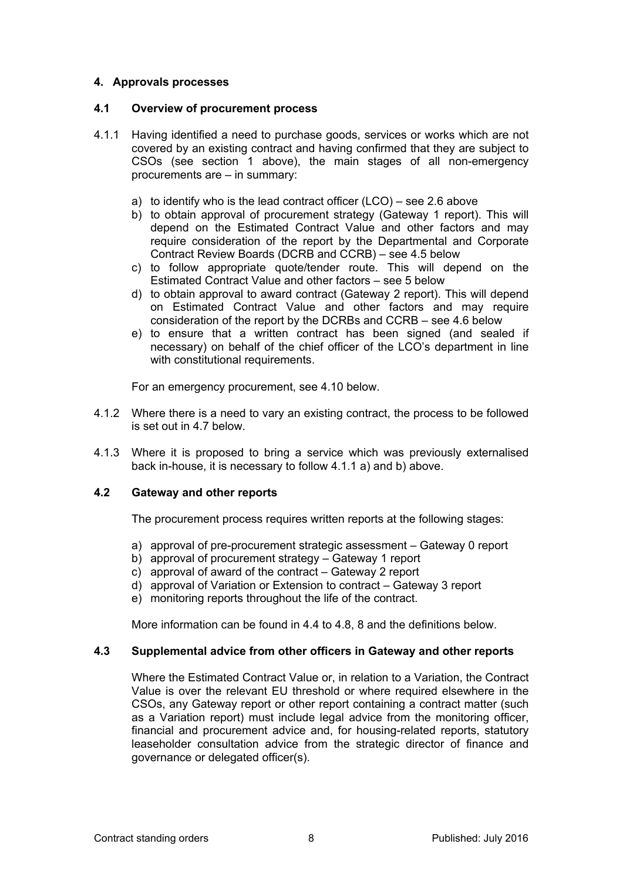## 4. Approvals processes

### 4.1 Overview of procurement process

4.1.1 Having identified a need to purchase goods, services or works which are not covered by an existing contract and having confirmed that they are subject to CSOs (see section 1 above), the main stages of all non-emergency procurements are – in summary:

a) to identify who is the lead contract officer (LCO) – see 2.6 above
b) to obtain approval of procurement strategy (Gateway 1 report). This will depend on the Estimated Contract Value and other factors and may require consideration of the report by the Departmental and Corporate Contract Review Boards (DCRB and CCRB) – see 4.5 below
c) to follow appropriate quote/tender route. This will depend on the Estimated Contract Value and other factors – see 5 below
d) to obtain approval to award contract (Gateway 2 report). This will depend on Estimated Contract Value and other factors and may require consideration of the report by the DCRBs and CCRB – see 4.6 below
e) to ensure that a written contract has been signed (and sealed if necessary) on behalf of the chief officer of the LCO's department in line with constitutional requirements.

For an emergency procurement, see 4.10 below.

4.1.2 Where there is a need to vary an existing contract, the process to be followed is set out in 4.7 below.

4.1.3 Where it is proposed to bring a service which was previously externalised back in-house, it is necessary to follow 4.1.1 a) and b) above.

### 4.2 Gateway and other reports

The procurement process requires written reports at the following stages:

a) approval of pre-procurement strategic assessment – Gateway 0 report
b) approval of procurement strategy – Gateway 1 report
c) approval of award of the contract – Gateway 2 report
d) approval of Variation or Extension to contract – Gateway 3 report
e) monitoring reports throughout the life of the contract.

More information can be found in 4.4 to 4.8, 8 and the definitions below.

### 4.3 Supplemental advice from other officers in Gateway and other reports

Where the Estimated Contract Value or, in relation to a Variation, the Contract Value is over the relevant EU threshold or where required elsewhere in the CSOs, any Gateway report or other report containing a contract matter (such as a Variation report) must include legal advice from the monitoring officer, financial and procurement advice and, for housing-related reports, statutory leaseholder consultation advice from the strategic director of finance and governance or delegated officer(s).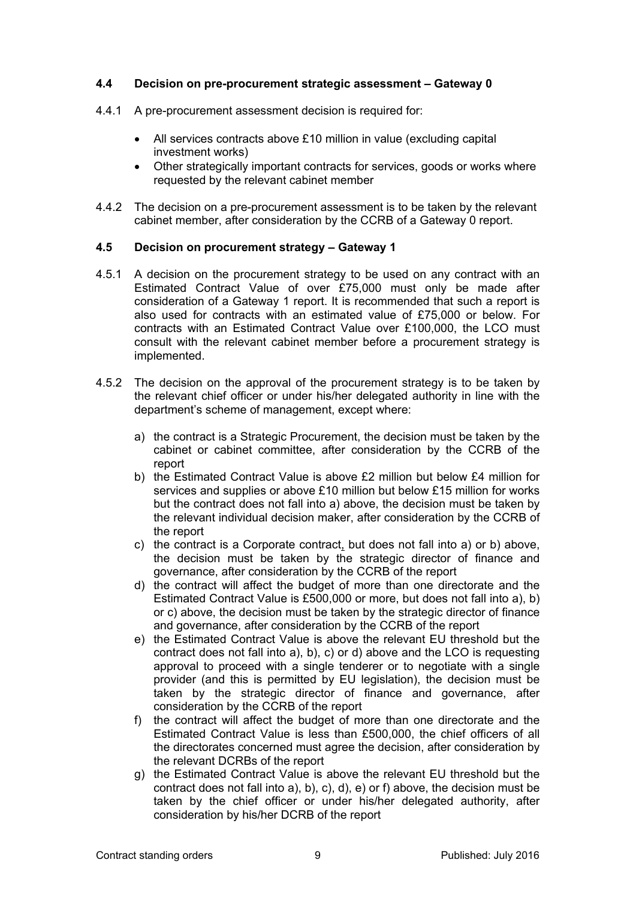### 4.4 Decision on pre-procurement strategic assessment – Gateway 0

4.4.1 A pre-procurement assessment decision is required for:

- All services contracts above £10 million in value (excluding capital investment works)
- Other strategically important contracts for services, goods or works where requested by the relevant cabinet member

4.4.2 The decision on a pre-procurement assessment is to be taken by the relevant cabinet member, after consideration by the CCRB of a Gateway 0 report.

### 4.5 Decision on procurement strategy – Gateway 1

4.5.1 A decision on the procurement strategy to be used on any contract with an Estimated Contract Value of over £75,000 must only be made after consideration of a Gateway 1 report. It is recommended that such a report is also used for contracts with an estimated value of £75,000 or below. For contracts with an Estimated Contract Value over £100,000, the LCO must consult with the relevant cabinet member before a procurement strategy is implemented.

4.5.2 The decision on the approval of the procurement strategy is to be taken by the relevant chief officer or under his/her delegated authority in line with the department's scheme of management, except where:

a) the contract is a Strategic Procurement, the decision must be taken by the cabinet or cabinet committee, after consideration by the CCRB of the report
b) the Estimated Contract Value is above £2 million but below £4 million for services and supplies or above £10 million but below £15 million for works but the contract does not fall into a) above, the decision must be taken by the relevant individual decision maker, after consideration by the CCRB of the report
c) the contract is a Corporate contract, but does not fall into a) or b) above, the decision must be taken by the strategic director of finance and governance, after consideration by the CCRB of the report
d) the contract will affect the budget of more than one directorate and the Estimated Contract Value is £500,000 or more, but does not fall into a), b) or c) above, the decision must be taken by the strategic director of finance and governance, after consideration by the CCRB of the report
e) the Estimated Contract Value is above the relevant EU threshold but the contract does not fall into a), b), c) or d) above and the LCO is requesting approval to proceed with a single tenderer or to negotiate with a single provider (and this is permitted by EU legislation), the decision must be taken by the strategic director of finance and governance, after consideration by the CCRB of the report
f) the contract will affect the budget of more than one directorate and the Estimated Contract Value is less than £500,000, the chief officers of all the directorates concerned must agree the decision, after consideration by the relevant DCRBs of the report
g) the Estimated Contract Value is above the relevant EU threshold but the contract does not fall into a), b), c), d), e) or f) above, the decision must be taken by the chief officer or under his/her delegated authority, after consideration by his/her DCRB of the report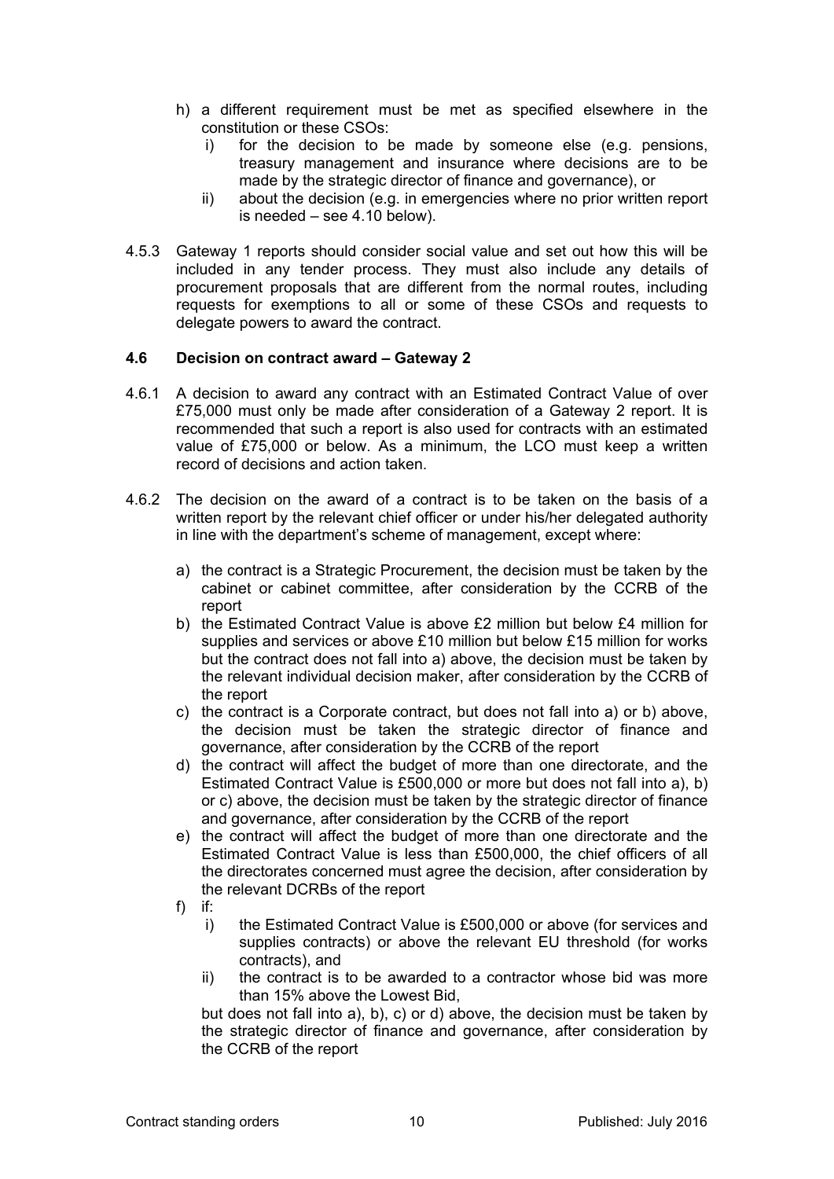h) a different requirement must be met as specified elsewhere in the constitution or these CSOs:
   i) for the decision to be made by someone else (e.g. pensions, treasury management and insurance where decisions are to be made by the strategic director of finance and governance), or
   ii) about the decision (e.g. in emergencies where no prior written report is needed – see 4.10 below).

4.5.3 Gateway 1 reports should consider social value and set out how this will be included in any tender process. They must also include any details of procurement proposals that are different from the normal routes, including requests for exemptions to all or some of these CSOs and requests to delegate powers to award the contract.

#### 4.6 Decision on contract award – Gateway 2

4.6.1 A decision to award any contract with an Estimated Contract Value of over £75,000 must only be made after consideration of a Gateway 2 report. It is recommended that such a report is also used for contracts with an estimated value of £75,000 or below. As a minimum, the LCO must keep a written record of decisions and action taken.

4.6.2 The decision on the award of a contract is to be taken on the basis of a written report by the relevant chief officer or under his/her delegated authority in line with the department's scheme of management, except where:

a) the contract is a Strategic Procurement, the decision must be taken by the cabinet or cabinet committee, after consideration by the CCRB of the report
b) the Estimated Contract Value is above £2 million but below £4 million for supplies and services or above £10 million but below £15 million for works but the contract does not fall into a) above, the decision must be taken by the relevant individual decision maker, after consideration by the CCRB of the report
c) the contract is a Corporate contract, but does not fall into a) or b) above, the decision must be taken the strategic director of finance and governance, after consideration by the CCRB of the report
d) the contract will affect the budget of more than one directorate, and the Estimated Contract Value is £500,000 or more but does not fall into a), b) or c) above, the decision must be taken by the strategic director of finance and governance, after consideration by the CCRB of the report
e) the contract will affect the budget of more than one directorate and the Estimated Contract Value is less than £500,000, the chief officers of all the directorates concerned must agree the decision, after consideration by the relevant DCRBs of the report
f) if:
   i) the Estimated Contract Value is £500,000 or above (for services and supplies contracts) or above the relevant EU threshold (for works contracts), and
   ii) the contract is to be awarded to a contractor whose bid was more than 15% above the Lowest Bid,

   but does not fall into a), b), c) or d) above, the decision must be taken by the strategic director of finance and governance, after consideration by the CCRB of the report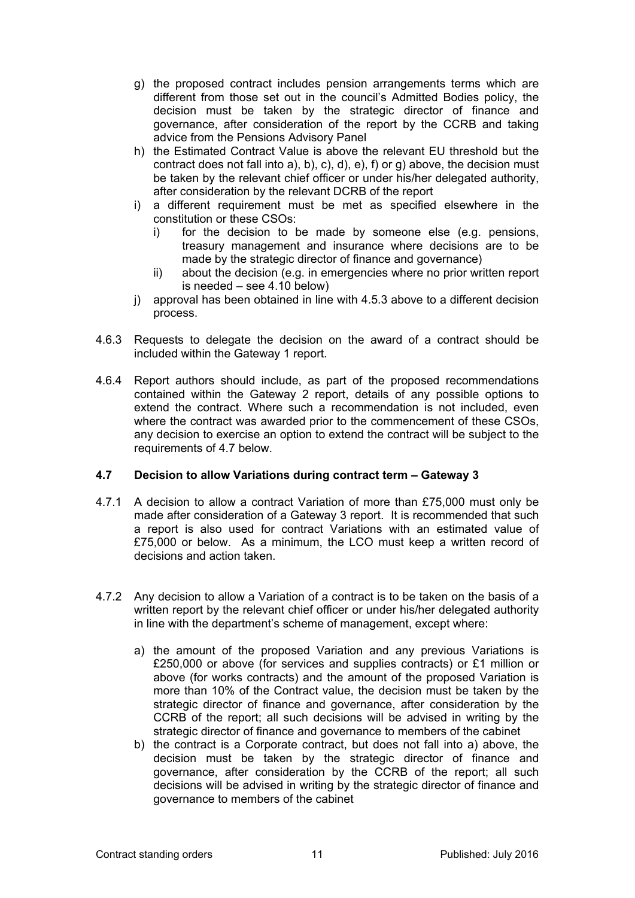g) the proposed contract includes pension arrangements terms which are different from those set out in the council's Admitted Bodies policy, the decision must be taken by the strategic director of finance and governance, after consideration of the report by the CCRB and taking advice from the Pensions Advisory Panel
h) the Estimated Contract Value is above the relevant EU threshold but the contract does not fall into a), b), c), d), e), f) or g) above, the decision must be taken by the relevant chief officer or under his/her delegated authority, after consideration by the relevant DCRB of the report
i) a different requirement must be met as specified elsewhere in the constitution or these CSOs:
   i) for the decision to be made by someone else (e.g. pensions, treasury management and insurance where decisions are to be made by the strategic director of finance and governance)
   ii) about the decision (e.g. in emergencies where no prior written report is needed – see 4.10 below)
j) approval has been obtained in line with 4.5.3 above to a different decision process.

4.6.3 Requests to delegate the decision on the award of a contract should be included within the Gateway 1 report.

4.6.4 Report authors should include, as part of the proposed recommendations contained within the Gateway 2 report, details of any possible options to extend the contract. Where such a recommendation is not included, even where the contract was awarded prior to the commencement of these CSOs, any decision to exercise an option to extend the contract will be subject to the requirements of 4.7 below.

### 4.7 Decision to allow Variations during contract term – Gateway 3

4.7.1 A decision to allow a contract Variation of more than £75,000 must only be made after consideration of a Gateway 3 report. It is recommended that such a report is also used for contract Variations with an estimated value of £75,000 or below. As a minimum, the LCO must keep a written record of decisions and action taken.

4.7.2 Any decision to allow a Variation of a contract is to be taken on the basis of a written report by the relevant chief officer or under his/her delegated authority in line with the department's scheme of management, except where:

a) the amount of the proposed Variation and any previous Variations is £250,000 or above (for services and supplies contracts) or £1 million or above (for works contracts) and the amount of the proposed Variation is more than 10% of the Contract value, the decision must be taken by the strategic director of finance and governance, after consideration by the CCRB of the report; all such decisions will be advised in writing by the strategic director of finance and governance to members of the cabinet
b) the contract is a Corporate contract, but does not fall into a) above, the decision must be taken by the strategic director of finance and governance, after consideration by the CCRB of the report; all such decisions will be advised in writing by the strategic director of finance and governance to members of the cabinet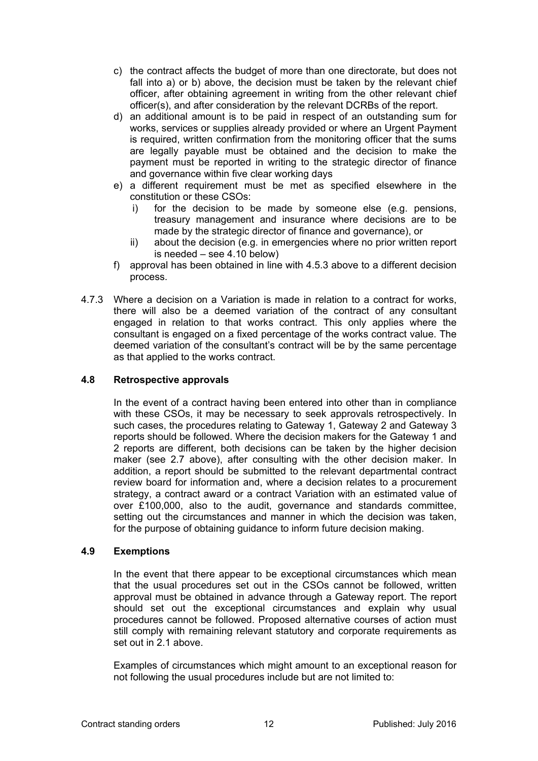c) the contract affects the budget of more than one directorate, but does not fall into a) or b) above, the decision must be taken by the relevant chief officer, after obtaining agreement in writing from the other relevant chief officer(s), and after consideration by the relevant DCRBs of the report.
d) an additional amount is to be paid in respect of an outstanding sum for works, services or supplies already provided or where an Urgent Payment is required, written confirmation from the monitoring officer that the sums are legally payable must be obtained and the decision to make the payment must be reported in writing to the strategic director of finance and governance within five clear working days
e) a different requirement must be met as specified elsewhere in the constitution or these CSOs:
   i) for the decision to be made by someone else (e.g. pensions, treasury management and insurance where decisions are to be made by the strategic director of finance and governance), or
   ii) about the decision (e.g. in emergencies where no prior written report is needed – see 4.10 below)
f) approval has been obtained in line with 4.5.3 above to a different decision process.

4.7.3 Where a decision on a Variation is made in relation to a contract for works, there will also be a deemed variation of the contract of any consultant engaged in relation to that works contract. This only applies where the consultant is engaged on a fixed percentage of the works contract value. The deemed variation of the consultant's contract will be by the same percentage as that applied to the works contract.

### 4.8 Retrospective approvals

In the event of a contract having been entered into other than in compliance with these CSOs, it may be necessary to seek approvals retrospectively. In such cases, the procedures relating to Gateway 1, Gateway 2 and Gateway 3 reports should be followed. Where the decision makers for the Gateway 1 and 2 reports are different, both decisions can be taken by the higher decision maker (see 2.7 above), after consulting with the other decision maker. In addition, a report should be submitted to the relevant departmental contract review board for information and, where a decision relates to a procurement strategy, a contract award or a contract Variation with an estimated value of over £100,000, also to the audit, governance and standards committee, setting out the circumstances and manner in which the decision was taken, for the purpose of obtaining guidance to inform future decision making.

### 4.9 Exemptions

In the event that there appear to be exceptional circumstances which mean that the usual procedures set out in the CSOs cannot be followed, written approval must be obtained in advance through a Gateway report. The report should set out the exceptional circumstances and explain why usual procedures cannot be followed. Proposed alternative courses of action must still comply with remaining relevant statutory and corporate requirements as set out in 2.1 above.

Examples of circumstances which might amount to an exceptional reason for not following the usual procedures include but are not limited to: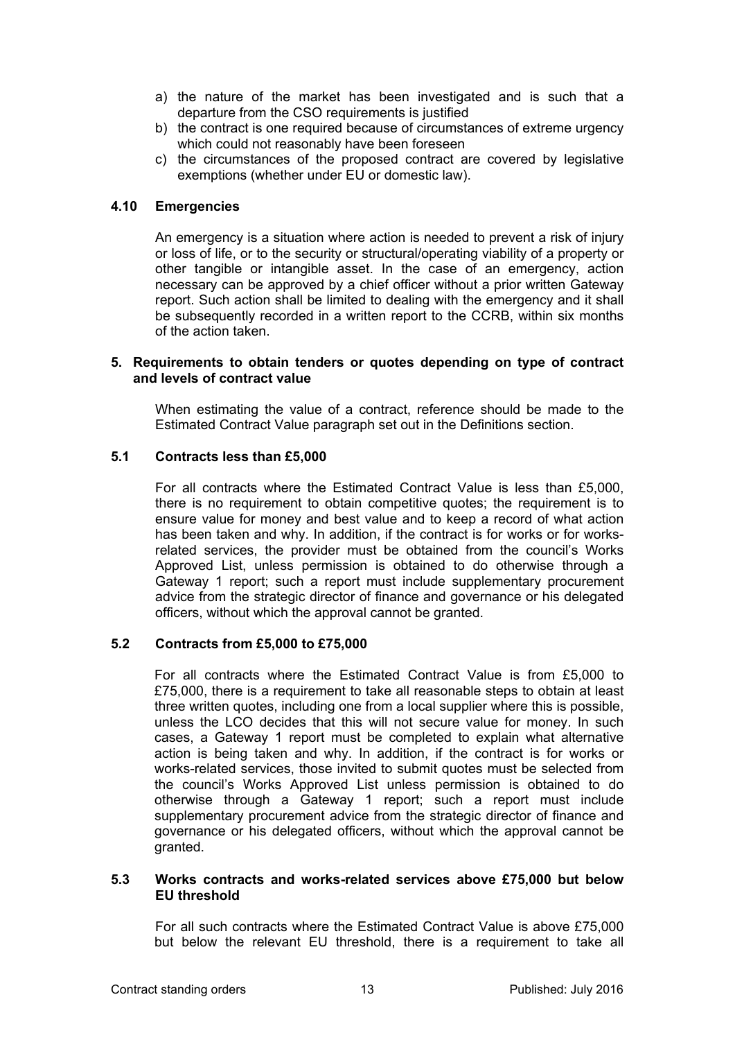a) the nature of the market has been investigated and is such that a departure from the CSO requirements is justified
b) the contract is one required because of circumstances of extreme urgency which could not reasonably have been foreseen
c) the circumstances of the proposed contract are covered by legislative exemptions (whether under EU or domestic law).

### 4.10 Emergencies

An emergency is a situation where action is needed to prevent a risk of injury or loss of life, or to the security or structural/operating viability of a property or other tangible or intangible asset. In the case of an emergency, action necessary can be approved by a chief officer without a prior written Gateway report. Such action shall be limited to dealing with the emergency and it shall be subsequently recorded in a written report to the CCRB, within six months of the action taken.

## 5. Requirements to obtain tenders or quotes depending on type of contract and levels of contract value

When estimating the value of a contract, reference should be made to the Estimated Contract Value paragraph set out in the Definitions section.

### 5.1 Contracts less than £5,000

For all contracts where the Estimated Contract Value is less than £5,000, there is no requirement to obtain competitive quotes; the requirement is to ensure value for money and best value and to keep a record of what action has been taken and why. In addition, if the contract is for works or for works-related services, the provider must be obtained from the council's Works Approved List, unless permission is obtained to do otherwise through a Gateway 1 report; such a report must include supplementary procurement advice from the strategic director of finance and governance or his delegated officers, without which the approval cannot be granted.

### 5.2 Contracts from £5,000 to £75,000

For all contracts where the Estimated Contract Value is from £5,000 to £75,000, there is a requirement to take all reasonable steps to obtain at least three written quotes, including one from a local supplier where this is possible, unless the LCO decides that this will not secure value for money. In such cases, a Gateway 1 report must be completed to explain what alternative action is being taken and why. In addition, if the contract is for works or works-related services, those invited to submit quotes must be selected from the council's Works Approved List unless permission is obtained to do otherwise through a Gateway 1 report; such a report must include supplementary procurement advice from the strategic director of finance and governance or his delegated officers, without which the approval cannot be granted.

### 5.3 Works contracts and works-related services above £75,000 but below EU threshold

For all such contracts where the Estimated Contract Value is above £75,000 but below the relevant EU threshold, there is a requirement to take all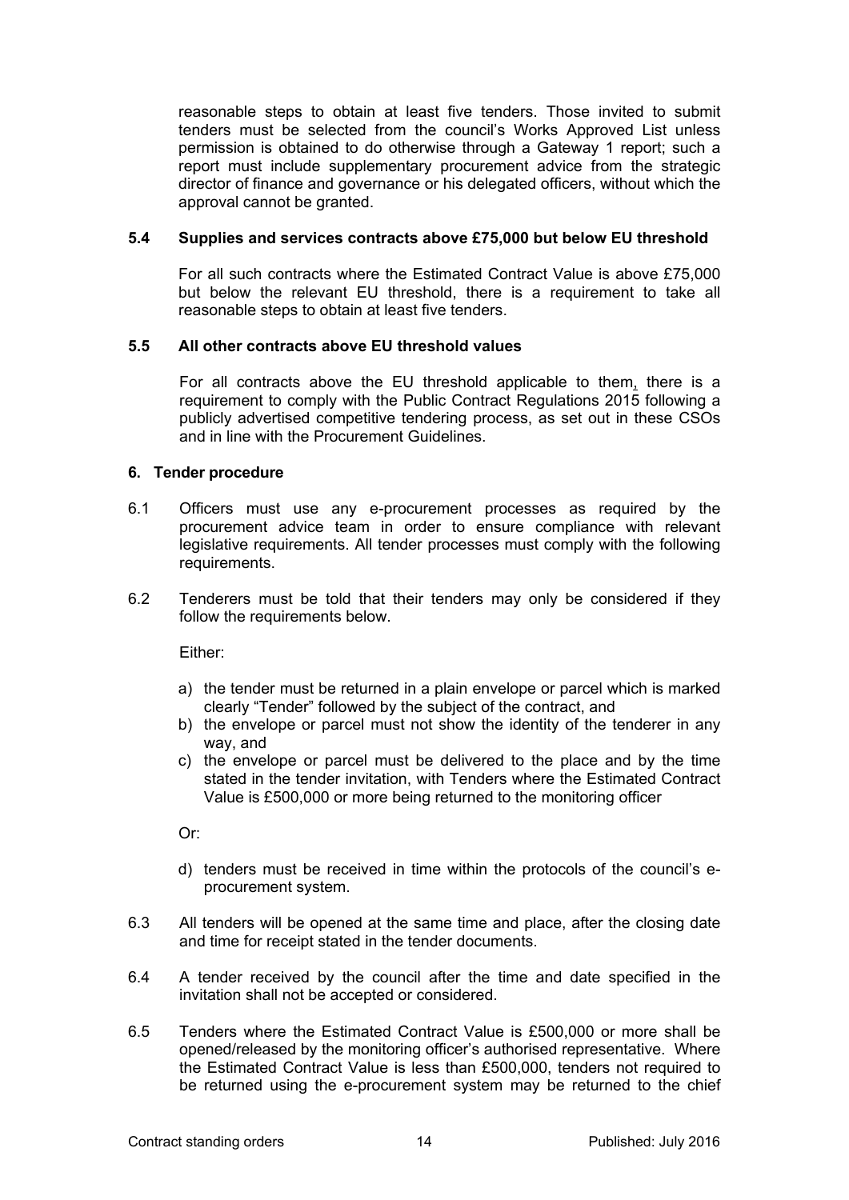reasonable steps to obtain at least five tenders. Those invited to submit tenders must be selected from the council's Works Approved List unless permission is obtained to do otherwise through a Gateway 1 report; such a report must include supplementary procurement advice from the strategic director of finance and governance or his delegated officers, without which the approval cannot be granted.

### 5.4 Supplies and services contracts above £75,000 but below EU threshold

For all such contracts where the Estimated Contract Value is above £75,000 but below the relevant EU threshold, there is a requirement to take all reasonable steps to obtain at least five tenders.

### 5.5 All other contracts above EU threshold values

For all contracts above the EU threshold applicable to them, there is a requirement to comply with the Public Contract Regulations 2015 following a publicly advertised competitive tendering process, as set out in these CSOs and in line with the Procurement Guidelines.

## 6. Tender procedure

6.1 Officers must use any e-procurement processes as required by the procurement advice team in order to ensure compliance with relevant legislative requirements. All tender processes must comply with the following requirements.

6.2 Tenderers must be told that their tenders may only be considered if they follow the requirements below.

Either:

a) the tender must be returned in a plain envelope or parcel which is marked clearly "Tender" followed by the subject of the contract, and
b) the envelope or parcel must not show the identity of the tenderer in any way, and
c) the envelope or parcel must be delivered to the place and by the time stated in the tender invitation, with Tenders where the Estimated Contract Value is £500,000 or more being returned to the monitoring officer

Or:

d) tenders must be received in time within the protocols of the council's e-procurement system.

6.3 All tenders will be opened at the same time and place, after the closing date and time for receipt stated in the tender documents.

6.4 A tender received by the council after the time and date specified in the invitation shall not be accepted or considered.

6.5 Tenders where the Estimated Contract Value is £500,000 or more shall be opened/released by the monitoring officer's authorised representative. Where the Estimated Contract Value is less than £500,000, tenders not required to be returned using the e-procurement system may be returned to the chief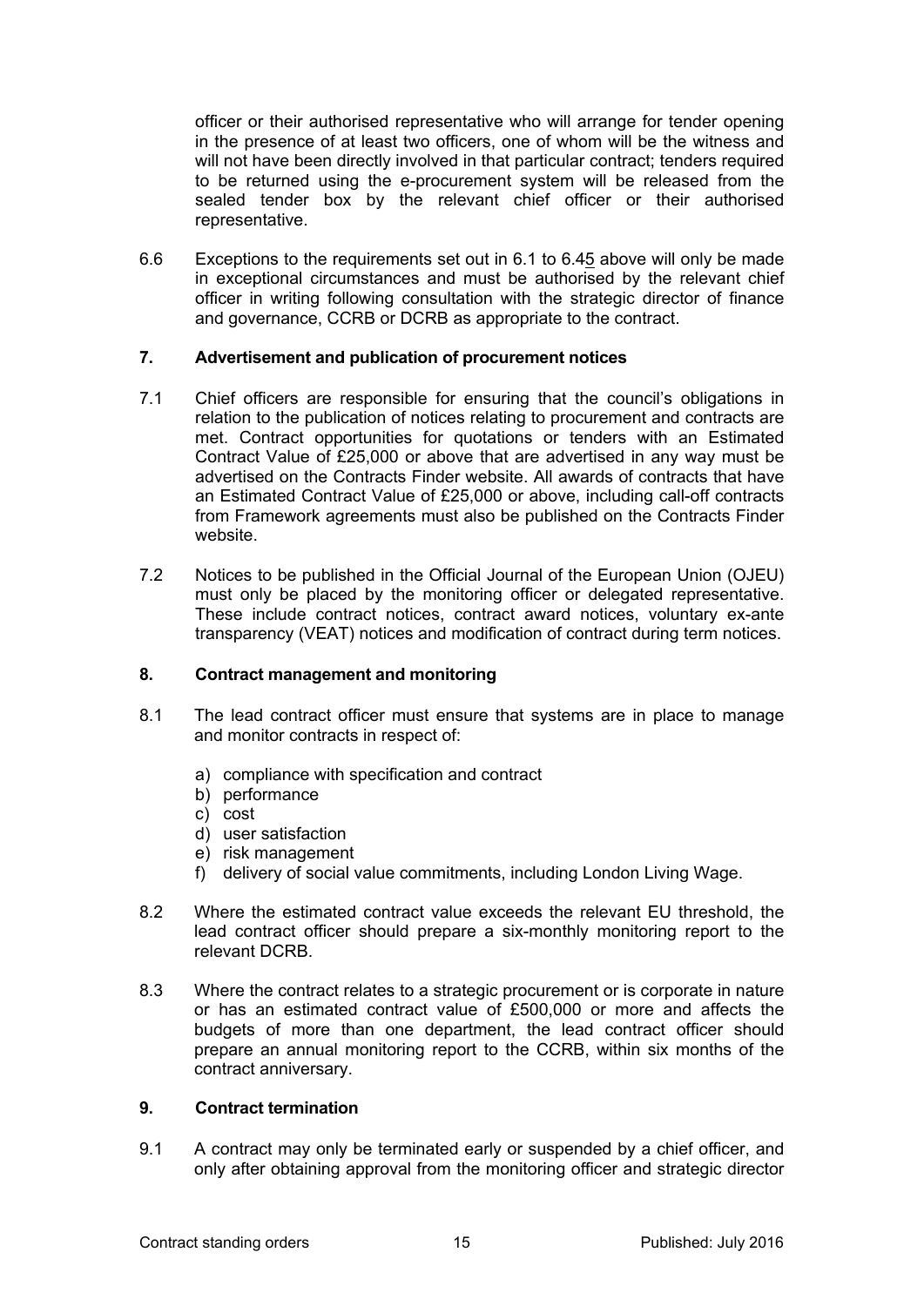officer or their authorised representative who will arrange for tender opening in the presence of at least two officers, one of whom will be the witness and will not have been directly involved in that particular contract; tenders required to be returned using the e-procurement system will be released from the sealed tender box by the relevant chief officer or their authorised representative.

6.6 Exceptions to the requirements set out in 6.1 to 6.45 above will only be made in exceptional circumstances and must be authorised by the relevant chief officer in writing following consultation with the strategic director of finance and governance, CCRB or DCRB as appropriate to the contract.

## 7. Advertisement and publication of procurement notices

7.1 Chief officers are responsible for ensuring that the council's obligations in relation to the publication of notices relating to procurement and contracts are met. Contract opportunities for quotations or tenders with an Estimated Contract Value of £25,000 or above that are advertised in any way must be advertised on the Contracts Finder website. All awards of contracts that have an Estimated Contract Value of £25,000 or above, including call-off contracts from Framework agreements must also be published on the Contracts Finder website.

7.2 Notices to be published in the Official Journal of the European Union (OJEU) must only be placed by the monitoring officer or delegated representative. These include contract notices, contract award notices, voluntary ex-ante transparency (VEAT) notices and modification of contract during term notices.

## 8. Contract management and monitoring

8.1 The lead contract officer must ensure that systems are in place to manage and monitor contracts in respect of:

a) compliance with specification and contract
b) performance
c) cost
d) user satisfaction
e) risk management
f) delivery of social value commitments, including London Living Wage.

8.2 Where the estimated contract value exceeds the relevant EU threshold, the lead contract officer should prepare a six-monthly monitoring report to the relevant DCRB.

8.3 Where the contract relates to a strategic procurement or is corporate in nature or has an estimated contract value of £500,000 or more and affects the budgets of more than one department, the lead contract officer should prepare an annual monitoring report to the CCRB, within six months of the contract anniversary.

## 9. Contract termination

9.1 A contract may only be terminated early or suspended by a chief officer, and only after obtaining approval from the monitoring officer and strategic director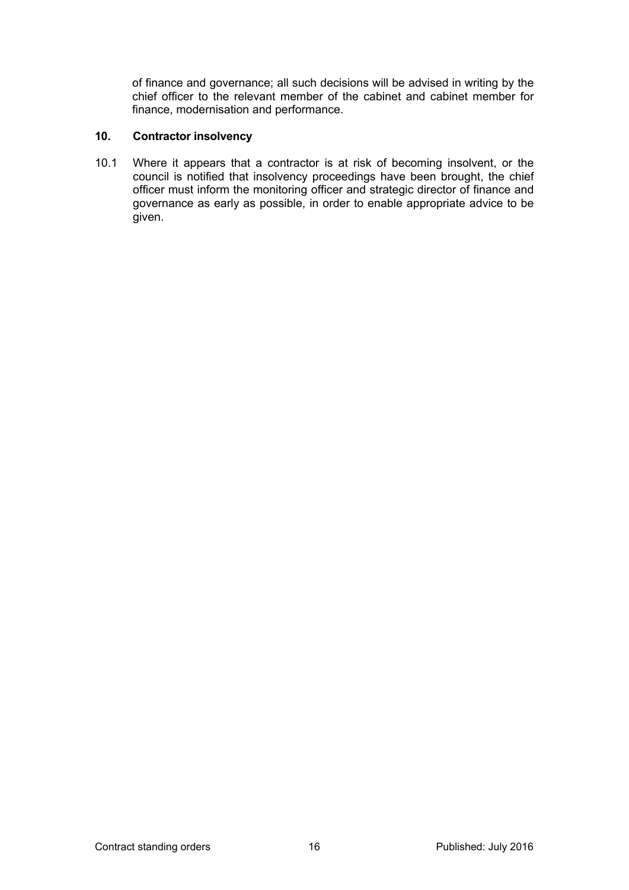of finance and governance; all such decisions will be advised in writing by the chief officer to the relevant member of the cabinet and cabinet member for finance, modernisation and performance.

## 10. Contractor insolvency

10.1 Where it appears that a contractor is at risk of becoming insolvent, or the council is notified that insolvency proceedings have been brought, the chief officer must inform the monitoring officer and strategic director of finance and governance as early as possible, in order to enable appropriate advice to be given.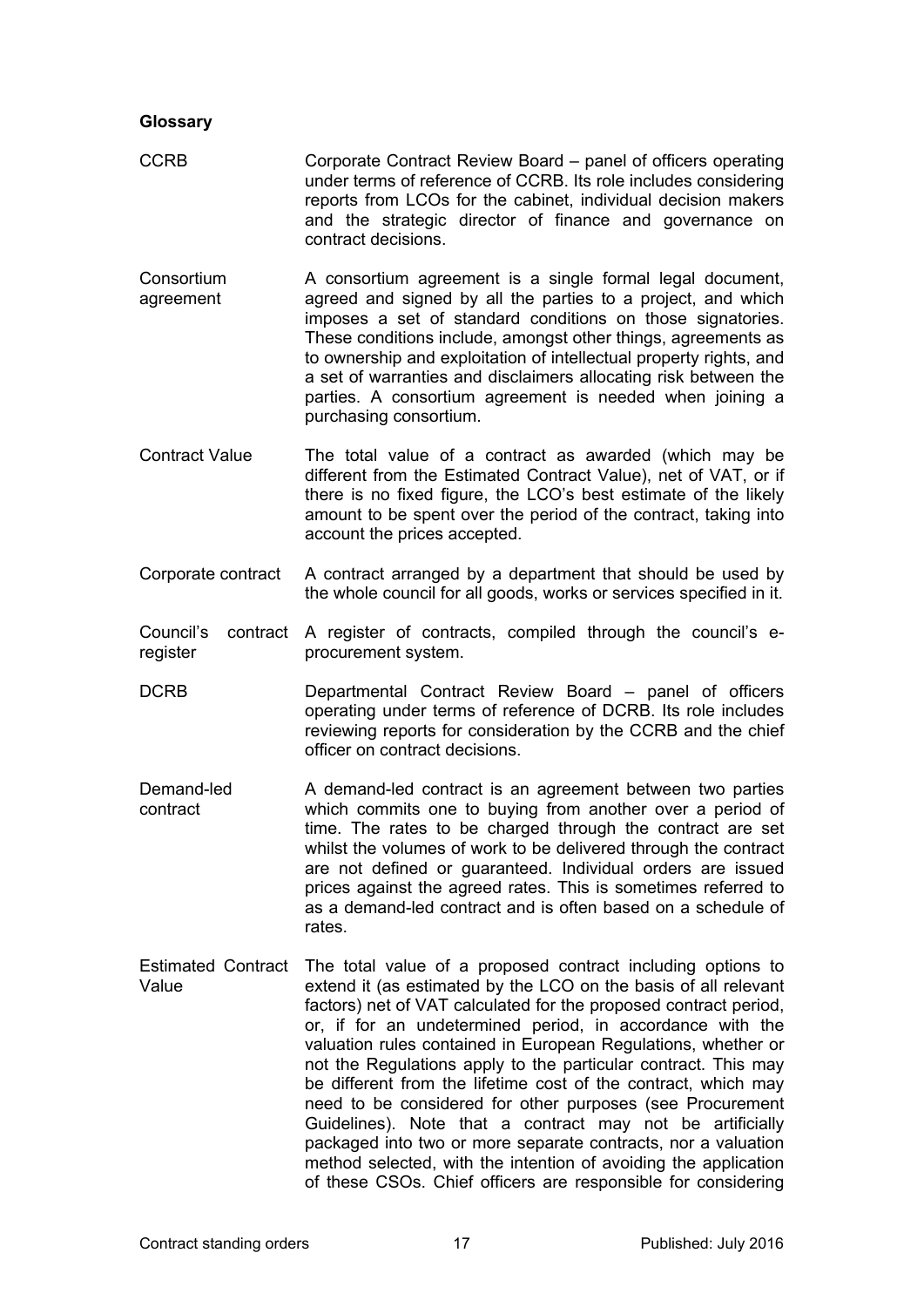**Glossary**

| | |
|---|---|
| CCRB | Corporate Contract Review Board – panel of officers operating under terms of reference of CCRB. Its role includes considering reports from LCOs for the cabinet, individual decision makers and the strategic director of finance and governance on contract decisions. |
| Consortium agreement | A consortium agreement is a single formal legal document, agreed and signed by all the parties to a project, and which imposes a set of standard conditions on those signatories. These conditions include, amongst other things, agreements as to ownership and exploitation of intellectual property rights, and a set of warranties and disclaimers allocating risk between the parties. A consortium agreement is needed when joining a purchasing consortium. |
| Contract Value | The total value of a contract as awarded (which may be different from the Estimated Contract Value), net of VAT, or if there is no fixed figure, the LCO's best estimate of the likely amount to be spent over the period of the contract, taking into account the prices accepted. |
| Corporate contract | A contract arranged by a department that should be used by the whole council for all goods, works or services specified in it. |
| Council's contract register | A register of contracts, compiled through the council's e-procurement system. |
| DCRB | Departmental Contract Review Board – panel of officers operating under terms of reference of DCRB. Its role includes reviewing reports for consideration by the CCRB and the chief officer on contract decisions. |
| Demand-led contract | A demand-led contract is an agreement between two parties which commits one to buying from another over a period of time. The rates to be charged through the contract are set whilst the volumes of work to be delivered through the contract are not defined or guaranteed. Individual orders are issued prices against the agreed rates. This is sometimes referred to as a demand-led contract and is often based on a schedule of rates. |
| Estimated Contract Value | The total value of a proposed contract including options to extend it (as estimated by the LCO on the basis of all relevant factors) net of VAT calculated for the proposed contract period, or, if for an undetermined period, in accordance with the valuation rules contained in European Regulations, whether or not the Regulations apply to the particular contract. This may be different from the lifetime cost of the contract, which may need to be considered for other purposes (see Procurement Guidelines). Note that a contract may not be artificially packaged into two or more separate contracts, nor a valuation method selected, with the intention of avoiding the application of these CSOs. Chief officers are responsible for considering |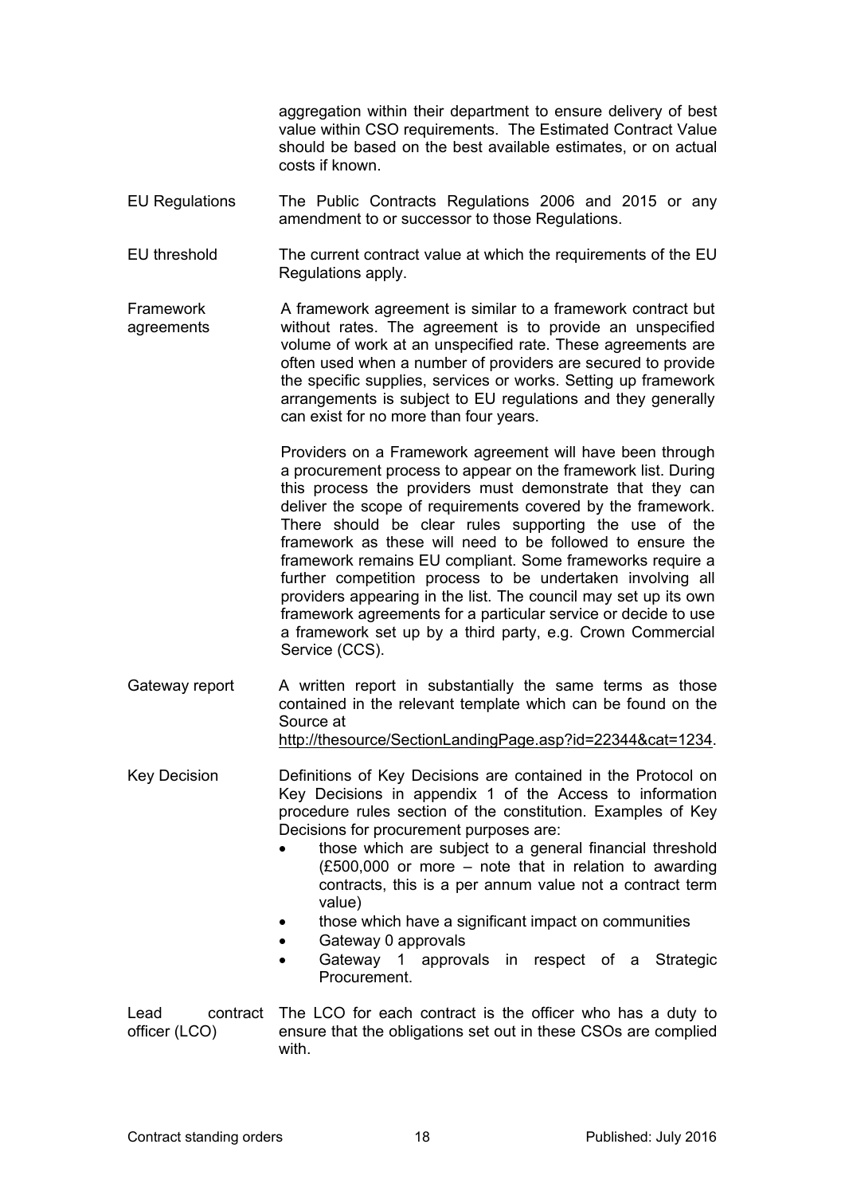aggregation within their department to ensure delivery of best value within CSO requirements. The Estimated Contract Value should be based on the best available estimates, or on actual costs if known.

**EU Regulations**

The Public Contracts Regulations 2006 and 2015 or any amendment to or successor to those Regulations.

**EU threshold**

The current contract value at which the requirements of the EU Regulations apply.

**Framework agreements**

A framework agreement is similar to a framework contract but without rates. The agreement is to provide an unspecified volume of work at an unspecified rate. These agreements are often used when a number of providers are secured to provide the specific supplies, services or works. Setting up framework arrangements is subject to EU regulations and they generally can exist for no more than four years.

Providers on a Framework agreement will have been through a procurement process to appear on the framework list. During this process the providers must demonstrate that they can deliver the scope of requirements covered by the framework. There should be clear rules supporting the use of the framework as these will need to be followed to ensure the framework remains EU compliant. Some frameworks require a further competition process to be undertaken involving all providers appearing in the list. The council may set up its own framework agreements for a particular service or decide to use a framework set up by a third party, e.g. Crown Commercial Service (CCS).

**Gateway report**

A written report in substantially the same terms as those contained in the relevant template which can be found on the Source at http://thesource/SectionLandingPage.asp?id=22344&cat=1234.

**Key Decision**

Definitions of Key Decisions are contained in the Protocol on Key Decisions in appendix 1 of the Access to information procedure rules section of the constitution. Examples of Key Decisions for procurement purposes are:

- those which are subject to a general financial threshold (£500,000 or more – note that in relation to awarding contracts, this is a per annum value not a contract term value)
- those which have a significant impact on communities
- Gateway 0 approvals
- Gateway 1 approvals in respect of a Strategic Procurement.

**Lead contract officer (LCO)**

The LCO for each contract is the officer who has a duty to ensure that the obligations set out in these CSOs are complied with.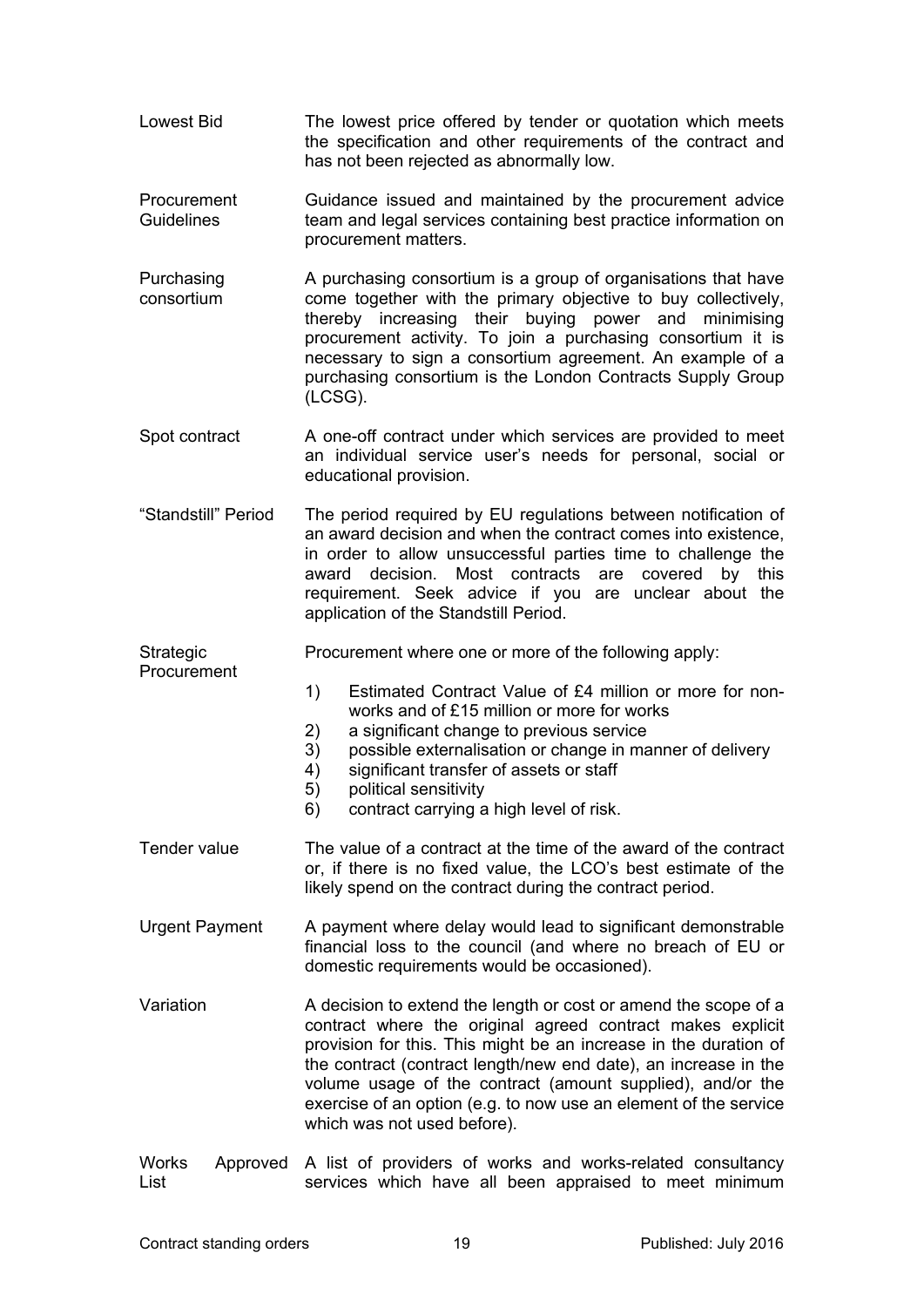| | |
|---|---|
| Lowest Bid | The lowest price offered by tender or quotation which meets the specification and other requirements of the contract and has not been rejected as abnormally low. |
| Procurement Guidelines | Guidance issued and maintained by the procurement advice team and legal services containing best practice information on procurement matters. |
| Purchasing consortium | A purchasing consortium is a group of organisations that have come together with the primary objective to buy collectively, thereby increasing their buying power and minimising procurement activity. To join a purchasing consortium it is necessary to sign a consortium agreement. An example of a purchasing consortium is the London Contracts Supply Group (LCSG). |
| Spot contract | A one-off contract under which services are provided to meet an individual service user's needs for personal, social or educational provision. |
| "Standstill" Period | The period required by EU regulations between notification of an award decision and when the contract comes into existence, in order to allow unsuccessful parties time to challenge the award decision. Most contracts are covered by this requirement. Seek advice if you are unclear about the application of the Standstill Period. |
| Strategic Procurement | Procurement where one or more of the following apply: 1) Estimated Contract Value of £4 million or more for non-works and of £15 million or more for works 2) a significant change to previous service 3) possible externalisation or change in manner of delivery 4) significant transfer of assets or staff 5) political sensitivity 6) contract carrying a high level of risk. |
| Tender value | The value of a contract at the time of the award of the contract or, if there is no fixed value, the LCO's best estimate of the likely spend on the contract during the contract period. |
| Urgent Payment | A payment where delay would lead to significant demonstrable financial loss to the council (and where no breach of EU or domestic requirements would be occasioned). |
| Variation | A decision to extend the length or cost or amend the scope of a contract where the original agreed contract makes explicit provision for this. This might be an increase in the duration of the contract (contract length/new end date), an increase in the volume usage of the contract (amount supplied), and/or the exercise of an option (e.g. to now use an element of the service which was not used before). |
| Works Approved List | A list of providers of works and works-related consultancy services which have all been appraised to meet minimum |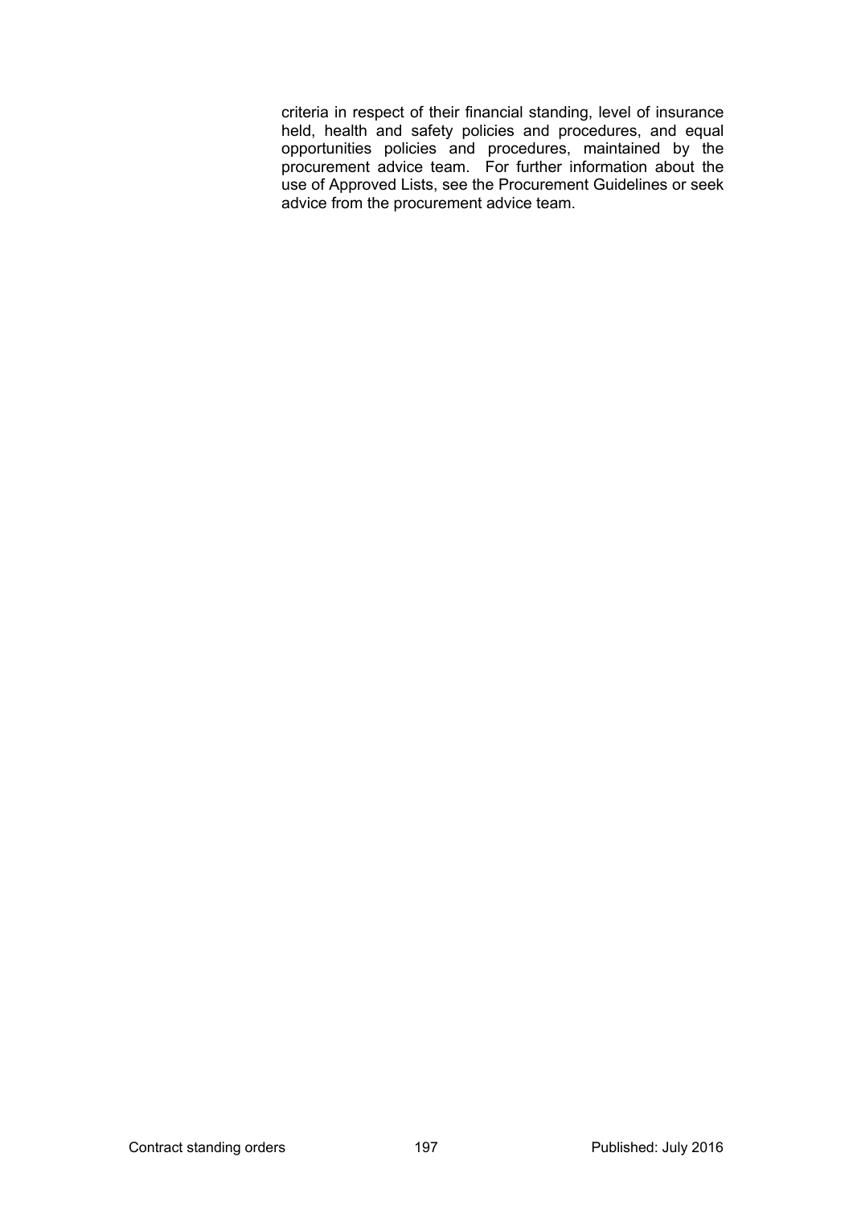criteria in respect of their financial standing, level of insurance held, health and safety policies and procedures, and equal opportunities policies and procedures, maintained by the procurement advice team. For further information about the use of Approved Lists, see the Procurement Guidelines or seek advice from the procurement advice team.